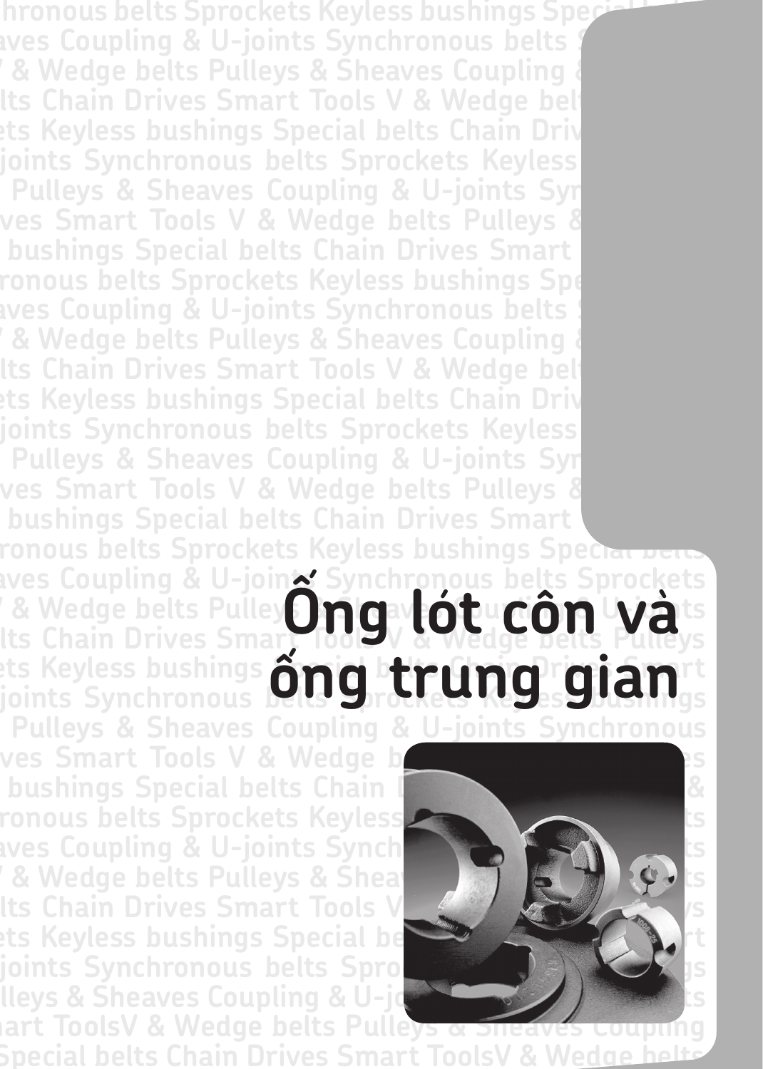# Ống lót côn và ống trung gian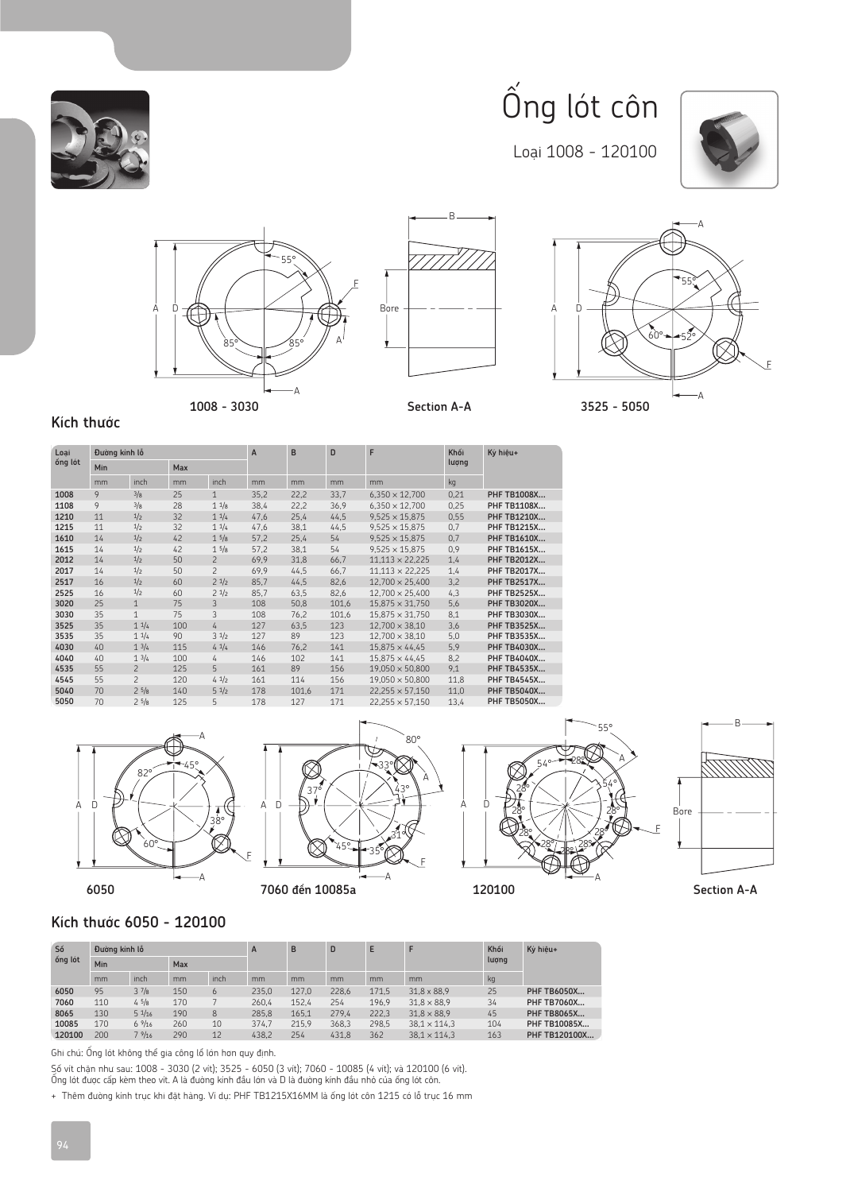# Ống lót côn

Loại 1008 - 120100

1008 - 3030 | Section A-A | 3525 - 5050

## Kích thước

| Loại ống lót | Đường kính lỗ | | | | A | B | D | F | Khối lượng | Ký hiệu+ |
|---|---|---|---|---|---|---|---|---|---|---|
| | Min | | Max | | | | | | | |
| | mm | inch | mm | inch | mm | mm | mm | mm | kg | |
| **1008** | 9 | 3/8 | 25 | 1 | 35,2 | 22,2 | 33,7 | 6,350 × 12,700 | 0,21 | **PHF TB1008X...** |
| **1108** | 9 | 3/8 | 28 | 1 1/8 | 38,4 | 22,2 | 36,9 | 6,350 × 12,700 | 0,25 | **PHF TB1108X...** |
| **1210** | 11 | 1/2 | 32 | 1 1/4 | 47,6 | 25,4 | 44,5 | 9,525 × 15,875 | 0,55 | **PHF TB1210X...** |
| **1215** | 11 | 1/2 | 32 | 1 1/4 | 47,6 | 38,1 | 44,5 | 9,525 × 15,875 | 0,7 | **PHF TB1215X...** |
| **1610** | 14 | 1/2 | 42 | 1 5/8 | 57,2 | 25,4 | 54 | 9,525 × 15,875 | 0,7 | **PHF TB1610X...** |
| **1615** | 14 | 1/2 | 42 | 1 5/8 | 57,2 | 38,1 | 54 | 9,525 × 15,875 | 0,9 | **PHF TB1615X...** |
| **2012** | 14 | 1/2 | 50 | 2 | 69,9 | 31,8 | 66,7 | 11,113 × 22,225 | 1,4 | **PHF TB2012X...** |
| **2017** | 14 | 1/2 | 50 | 2 | 69,9 | 44,5 | 66,7 | 11,113 × 22,225 | 1,4 | **PHF TB2017X...** |
| **2517** | 16 | 1/2 | 60 | 2 1/2 | 85,7 | 44,5 | 82,6 | 12,700 × 25,400 | 3,2 | **PHF TB2517X...** |
| **2525** | 16 | 1/2 | 60 | 2 1/2 | 85,7 | 63,5 | 82,6 | 12,700 × 25,400 | 4,3 | **PHF TB2525X...** |
| **3020** | 25 | 1 | 75 | 3 | 108 | 50,8 | 101,6 | 15,875 × 31,750 | 5,6 | **PHF TB3020X...** |
| **3030** | 35 | 1 | 75 | 3 | 108 | 76,2 | 101,6 | 15,875 × 31,750 | 8,1 | **PHF TB3030X...** |
| **3525** | 35 | 1 1/4 | 100 | 4 | 127 | 63,5 | 123 | 12,700 × 38,10 | 3,6 | **PHF TB3525X...** |
| **3535** | 35 | 1 1/4 | 90 | 3 1/2 | 127 | 89 | 123 | 12,700 × 38,10 | 5,0 | **PHF TB3535X...** |
| **4030** | 40 | 1 3/4 | 115 | 4 1/4 | 146 | 76,2 | 141 | 15,875 × 44,45 | 5,9 | **PHF TB4030X...** |
| **4040** | 40 | 1 3/4 | 100 | 4 | 146 | 102 | 141 | 15,875 × 44,45 | 8,2 | **PHF TB4040X...** |
| **4535** | 55 | 2 | 125 | 5 | 161 | 89 | 156 | 19,050 × 50,800 | 9,1 | **PHF TB4535X...** |
| **4545** | 55 | 2 | 120 | 4 1/2 | 161 | 114 | 156 | 19,050 × 50,800 | 11,8 | **PHF TB4545X...** |
| **5040** | 70 | 2 5/8 | 140 | 5 1/2 | 178 | 101,6 | 171 | 22,255 × 57,150 | 11,0 | **PHF TB5040X...** |
| **5050** | 70 | 2 5/8 | 125 | 5 | 178 | 127 | 171 | 22,255 × 57,150 | 13,4 | **PHF TB5050X...** |

6050 | 7060 đến 10085a | 120100 | Section A-A

## Kích thước 6050 - 120100

| Số ống lót | Đường kính lỗ | | | | A | B | D | E | F | Khối lượng | Ký hiệu+ |
|---|---|---|---|---|---|---|---|---|---|---|---|
| | Min | | Max | | | | | | | | |
| | mm | inch | mm | inch | mm | mm | mm | mm | mm | kg | |
| **6050** | 95 | 3 7/8 | 150 | 6 | 235,0 | 127,0 | 228,6 | 171,5 | 31,8 x 88,9 | 25 | **PHF TB6050X...** |
| **7060** | 110 | 4 5/8 | 170 | 7 | 260,4 | 152,4 | 254 | 196,9 | 31,8 x 88,9 | 34 | **PHF TB7060X...** |
| **8065** | 130 | 5 3/16 | 190 | 8 | 285,8 | 165,1 | 279,4 | 222,3 | 31,8 x 88,9 | 45 | **PHF TB8065X...** |
| **10085** | 170 | 6 9/16 | 260 | 10 | 374,7 | 215,9 | 368,3 | 298,5 | 38,1 x 114,3 | 104 | **PHF TB10085X...** |
| **120100** | 200 | 7 9/16 | 290 | 12 | 438,2 | 254 | 431,8 | 362 | 38,1 x 114,3 | 163 | **PHF TB120100X...** |

Ghi chú: Ống lót không thể gia công lỗ lớn hơn quy định.

Số vít chặn như sau: 1008 - 3030 (2 vít); 3525 - 6050 (3 vít); 7060 - 10085 (4 vít); và 120100 (6 vít).
Ống lót được cấp kèm theo vít. A là đường kính đầu lớn và D là đường kính đầu nhỏ của ống lót côn.

+ Thêm đường kính trục khi đặt hàng. Ví dụ: PHF TB1215X16MM là ống lót côn 1215 có lỗ trục 16 mm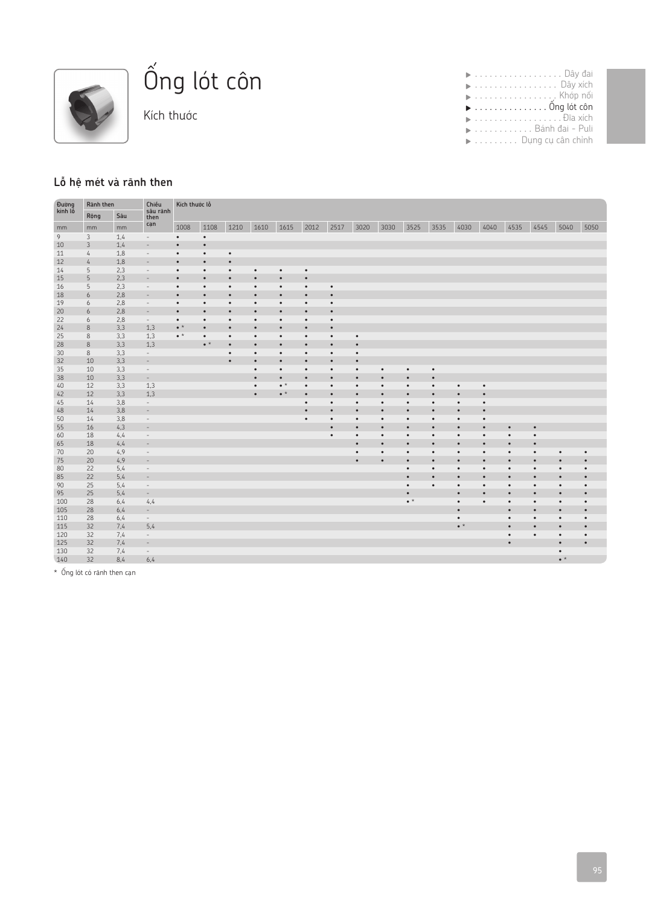# Ống lót côn

Kích thước

## Lỗ hệ mét và rãnh then

| Đường kính lỗ | Rãnh then | | Chiều sâu rãnh then cạn | Kích thước lỗ | | | | | | | | | | | | | | | | |
|---|---|---|---|---|---|---|---|---|---|---|---|---|---|---|---|---|---|---|---|---|
| | Rộng | Sâu | | | | | | | | | | | | | | | | | | |
| mm | mm | mm | | 1008 | 1108 | 1210 | 1610 | 1615 | 2012 | 2517 | 3020 | 3030 | 3525 | 3535 | 4030 | 4040 | 4535 | 4545 | 5040 | 5050 |
| 9 | 3 | 1,4 | - | • | • | | | | | | | | | | | | | | | |
| 10 | 3 | 1,4 | - | • | • | | | | | | | | | | | | | | | |
| 11 | 4 | 1,8 | - | • | • | • | | | | | | | | | | | | | | |
| 12 | 4 | 1,8 | - | • | • | • | | | | | | | | | | | | | | |
| 14 | 5 | 2,3 | - | • | • | • | • | • | • | | | | | | | | | | | |
| 15 | 5 | 2,3 | - | • | • | • | • | • | • | | | | | | | | | | | |
| 16 | 5 | 2,3 | - | • | • | • | • | • | • | • | | | | | | | | | | |
| 18 | 6 | 2,8 | - | • | • | • | • | • | • | • | | | | | | | | | | |
| 19 | 6 | 2,8 | - | • | • | • | • | • | • | • | | | | | | | | | | |
| 20 | 6 | 2,8 | - | • | • | • | • | • | • | • | | | | | | | | | | |
| 22 | 6 | 2,8 | - | • | • | • | • | • | • | • | | | | | | | | | | |
| 24 | 8 | 3,3 | 1,3 | • * | • | • | • | • | • | • | | | | | | | | | | |
| 25 | 8 | 3,3 | 1,3 | • * | • | • | • | • | • | • | • | | | | | | | | | |
| 28 | 8 | 3,3 | 1,3 | | • * | • | • | • | • | • | • | | | | | | | | | |
| 30 | 8 | 3,3 | - | | | • | • | • | • | • | • | | | | | | | | | |
| 32 | 10 | 3,3 | - | | | • | • | • | • | • | • | | | | | | | | | |
| 35 | 10 | 3,3 | - | | | | • | • | • | • | • | • | • | • | | | | | | |
| 38 | 10 | 3,3 | - | | | | • | • | • | • | • | • | • | • | | | | | | |
| 40 | 12 | 3,3 | 1,3 | | | | • | • * | • | • | • | • | • | • | • | • | | | | |
| 42 | 12 | 3,3 | 1,3 | | | | • | • * | • | • | • | • | • | • | • | • | | | | |
| 45 | 14 | 3,8 | - | | | | | | • | • | • | • | • | • | • | • | | | | |
| 48 | 14 | 3,8 | - | | | | | | • | • | • | • | • | • | • | • | | | | |
| 50 | 14 | 3,8 | - | | | | | | • | • | • | • | • | • | • | • | | | | |
| 55 | 16 | 4,3 | - | | | | | | | • | • | • | • | • | • | • | • | • | | |
| 60 | 18 | 4,4 | - | | | | | | | • | • | • | • | • | • | • | • | • | | |
| 65 | 18 | 4,4 | - | | | | | | | | • | • | • | • | • | • | • | • | | |
| 70 | 20 | 4,9 | - | | | | | | | | • | • | • | • | • | • | • | • | • | • |
| 75 | 20 | 4,9 | - | | | | | | | | • | • | • | • | • | • | • | • | • | • |
| 80 | 22 | 5,4 | - | | | | | | | | | | • | • | • | • | • | • | • | • |
| 85 | 22 | 5,4 | - | | | | | | | | | | • | • | • | • | • | • | • | • |
| 90 | 25 | 5,4 | - | | | | | | | | | | • | • | • | • | • | • | • | • |
| 95 | 25 | 5,4 | - | | | | | | | | | | • | | • | • | • | • | • | • |
| 100 | 28 | 6,4 | 4,4 | | | | | | | | | | • * | | • | • | • | • | • | • |
| 105 | 28 | 6,4 | - | | | | | | | | | | | | • | | • | • | • | • |
| 110 | 28 | 6,4 | - | | | | | | | | | | | | • | | • | • | • | • |
| 115 | 32 | 7,4 | 5,4 | | | | | | | | | | | | • * | | • | • | • | • |
| 120 | 32 | 7,4 | - | | | | | | | | | | | | | | • | • | • | • |
| 125 | 32 | 7,4 | - | | | | | | | | | | | | | | • | | • | • |
| 130 | 32 | 7,4 | - | | | | | | | | | | | | | | | | • | |
| 140 | 32 | 8,4 | 6,4 | | | | | | | | | | | | | | | | • * | |

* Ống lót có rãnh then cạn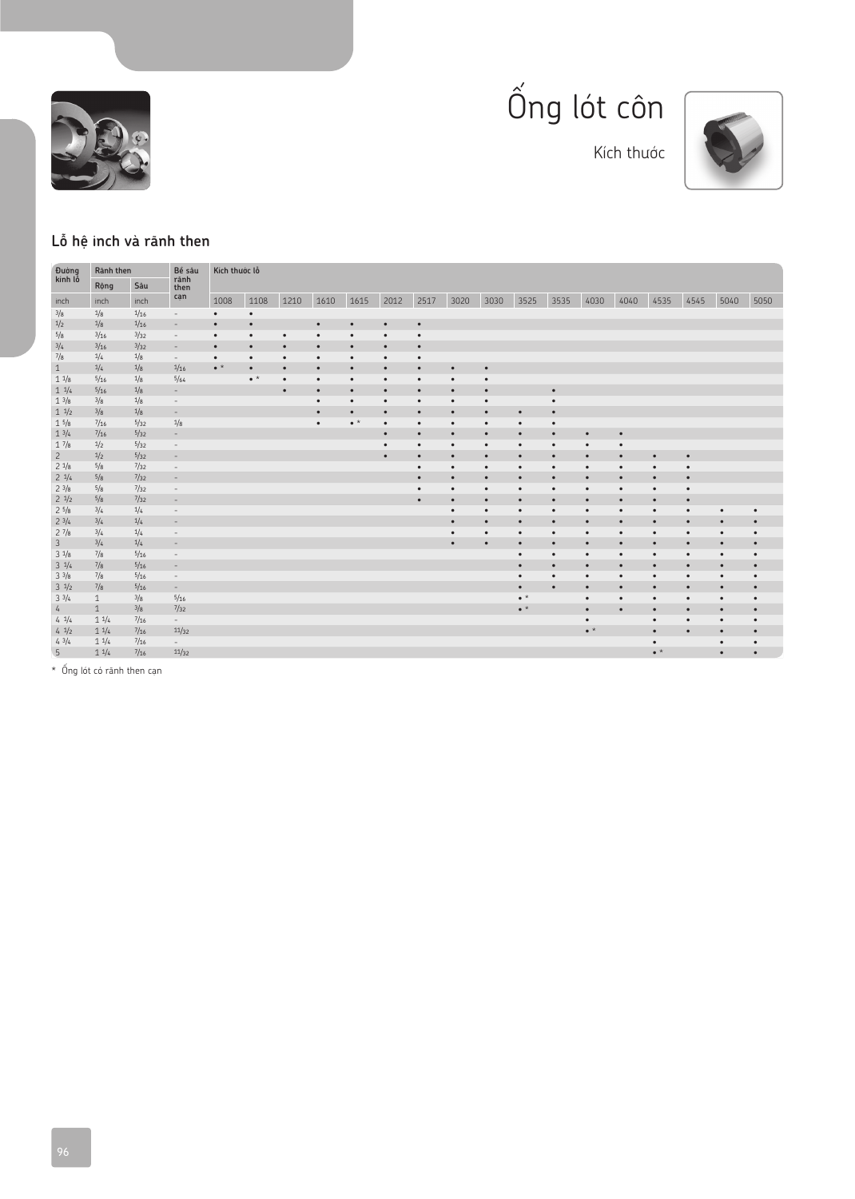# Ống lót côn

Kích thước

## Lỗ hệ inch và rãnh then

| Đường kính lỗ | Rãnh then | | Độ sâu rãnh then cạn | Kích thước lỗ | | | | | | | | | | | | | | | | |
|---|---|---|---|---|---|---|---|---|---|---|---|---|---|---|---|---|---|---|---|---|
| | Rộng | Sâu | | | | | | | | | | | | | | | | | | |
| inch | inch | inch | | 1008 | 1108 | 1210 | 1610 | 1615 | 2012 | 2517 | 3020 | 3030 | 3525 | 3535 | 4030 | 4040 | 4535 | 4545 | 5040 | 5050 |
| 3/8 | 1/8 | 1/16 | - | • | • | | | | | | | | | | | | | | | |
| 1/2 | 1/8 | 1/16 | - | • | • | | • | • | • | • | | | | | | | | | | |
| 5/8 | 3/16 | 3/32 | - | • | • | • | • | • | • | • | | | | | | | | | | |
| 3/4 | 3/16 | 3/32 | - | • | • | • | • | • | • | • | | | | | | | | | | |
| 7/8 | 1/4 | 1/8 | - | • | • | • | • | • | • | • | | | | | | | | | | |
| 1 | 1/4 | 1/8 | 1/16 | • * | • | • | • | • | • | • | • | • | | | | | | | | |
| 1 1/8 | 5/16 | 1/8 | 5/64 | | • * | • | • | • | • | • | • | • | | | | | | | | |
| 1 1/4 | 5/16 | 1/8 | - | | | • | • | • | • | • | • | • | | • | | | | | | |
| 1 3/8 | 3/8 | 1/8 | - | | | | • | • | • | • | • | • | | • | | | | | | |
| 1 1/2 | 3/8 | 1/8 | - | | | | • | • | • | • | • | • | | • | | | | | | |
| 1 5/8 | 7/16 | 5/32 | 1/8 | | | | • | • * | • | • | • | • | • | • | | | | | | |
| 1 3/4 | 7/16 | 5/32 | - | | | | | | • | • | • | • | • | • | • | • | | | | |
| 1 7/8 | 1/2 | 5/32 | - | | | | | | • | • | • | • | • | • | • | • | | | | |
| 2 | 1/2 | 5/32 | - | | | | | | • | • | • | • | • | • | • | • | • | • | | |
| 2 1/8 | 5/8 | 7/32 | - | | | | | | | • | • | • | • | • | • | • | • | • | | |
| 2 1/4 | 5/8 | 7/32 | - | | | | | | | • | • | • | • | • | • | • | • | • | | |
| 2 3/8 | 5/8 | 7/32 | - | | | | | | | • | • | • | • | • | • | • | • | • | | |
| 2 1/2 | 5/8 | 7/32 | - | | | | | | | • | • | • | • | • | • | • | • | • | | |
| 2 5/8 | 3/4 | 1/4 | - | | | | | | | | • | • | • | • | • | • | • | • | • | • |
| 2 3/4 | 3/4 | 1/4 | - | | | | | | | | • | • | • | • | • | • | • | • | • | • |
| 2 7/8 | 3/4 | 1/4 | - | | | | | | | | • | • | • | • | • | • | • | • | • | • |
| 3 | 3/4 | 1/4 | - | | | | | | | | • | • | • | • | • | • | • | • | • | • |
| 3 1/8 | 7/8 | 5/16 | - | | | | | | | | | | • | • | • | • | • | • | • | • |
| 3 1/4 | 7/8 | 5/16 | - | | | | | | | | | | • | • | • | • | • | • | • | • |
| 3 3/8 | 7/8 | 5/16 | - | | | | | | | | | | • | • | • | • | • | • | • | • |
| 3 1/2 | 7/8 | 5/16 | - | | | | | | | | | | • | • | • | • | • | • | • | • |
| 3 3/4 | 1 | 3/8 | 5/16 | | | | | | | | | | • * | | • | • | • | • | • | • |
| 4 | 1 | 3/8 | 7/32 | | | | | | | | | | • * | | • | • | • | • | • | • |
| 4 1/4 | 1 1/4 | 7/16 | - | | | | | | | | | | | | • | | • | • | • | • |
| 4 1/2 | 1 1/4 | 7/16 | 11/32 | | | | | | | | | | | | • * | | • | • | • | • |
| 4 3/4 | 1 1/4 | 7/16 | - | | | | | | | | | | | | | | • | | • | • |
| 5 | 1 1/4 | 7/16 | 11/32 | | | | | | | | | | | | | | • * | | • | • |

* Ống lót có rãnh then cạn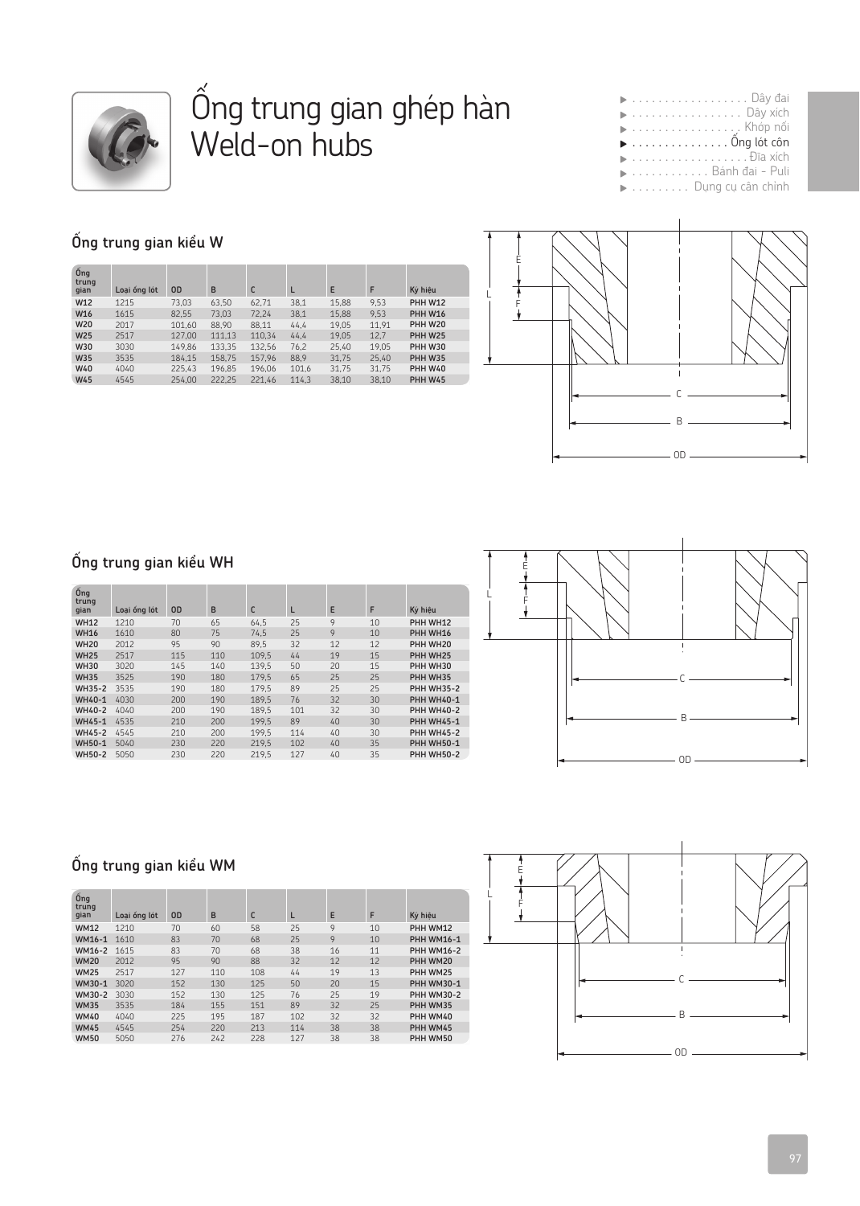# Ống trung gian ghép hàn
# Weld-on hubs

- Dây đai
- Dây xích
- Khớp nối
- Ống lót côn
- Đĩa xích
- Bánh đai - Puli
- Dụng cụ cân chỉnh

## Ống trung gian kiểu W

| Ống trung gian | Loại ống lót | OD | B | C | L | E | F | Ký hiệu |
|---|---|---|---|---|---|---|---|---|
| W12 | 1215 | 73,03 | 63,50 | 62,71 | 38,1 | 15,88 | 9,53 | PHH W12 |
| W16 | 1615 | 82,55 | 73,03 | 72,24 | 38,1 | 15,88 | 9,53 | PHH W16 |
| W20 | 2017 | 101,60 | 88,90 | 88,11 | 44,4 | 19,05 | 11,91 | PHH W20 |
| W25 | 2517 | 127,00 | 111,13 | 110,34 | 44,4 | 19,05 | 12,7 | PHH W25 |
| W30 | 3030 | 149,86 | 133,35 | 132,56 | 76,2 | 25,40 | 19,05 | PHH W30 |
| W35 | 3535 | 184,15 | 158,75 | 157,96 | 88,9 | 31,75 | 25,40 | PHH W35 |
| W40 | 4040 | 225,43 | 196,85 | 196,06 | 101,6 | 31,75 | 31,75 | PHH W40 |
| W45 | 4545 | 254,00 | 222,25 | 221,46 | 114,3 | 38,10 | 38,10 | PHH W45 |

## Ống trung gian kiểu WH

| Ống trung gian | Loại ống lót | OD | B | C | L | E | F | Ký hiệu |
|---|---|---|---|---|---|---|---|---|
| WH12 | 1210 | 70 | 65 | 64,5 | 25 | 9 | 10 | PHH WH12 |
| WH16 | 1610 | 80 | 75 | 74,5 | 25 | 9 | 10 | PHH WH16 |
| WH20 | 2012 | 95 | 90 | 89,5 | 32 | 12 | 12 | PHH WH20 |
| WH25 | 2517 | 115 | 110 | 109,5 | 44 | 19 | 15 | PHH WH25 |
| WH30 | 3020 | 145 | 140 | 139,5 | 50 | 20 | 15 | PHH WH30 |
| WH35 | 3525 | 190 | 180 | 179,5 | 65 | 25 | 25 | PHH WH35 |
| WH35-2 | 3535 | 190 | 180 | 179,5 | 89 | 25 | 25 | PHH WH35-2 |
| WH40-1 | 4030 | 200 | 190 | 189,5 | 76 | 32 | 30 | PHH WH40-1 |
| WH40-2 | 4040 | 200 | 190 | 189,5 | 101 | 32 | 30 | PHH WH40-2 |
| WH45-1 | 4535 | 210 | 200 | 199,5 | 89 | 40 | 30 | PHH WH45-1 |
| WH45-2 | 4545 | 210 | 200 | 199,5 | 114 | 40 | 30 | PHH WH45-2 |
| WH50-1 | 5040 | 230 | 220 | 219,5 | 102 | 40 | 35 | PHH WH50-1 |
| WH50-2 | 5050 | 230 | 220 | 219,5 | 127 | 40 | 35 | PHH WH50-2 |

## Ống trung gian kiểu WM

| Ống trung gian | Loại ống lót | OD | B | C | L | E | F | Ký hiệu |
|---|---|---|---|---|---|---|---|---|
| WM12 | 1210 | 70 | 60 | 58 | 25 | 9 | 10 | PHH WM12 |
| WM16-1 | 1610 | 83 | 70 | 68 | 25 | 9 | 10 | PHH WM16-1 |
| WM16-2 | 1615 | 83 | 70 | 68 | 38 | 16 | 11 | PHH WM16-2 |
| WM20 | 2012 | 95 | 90 | 88 | 32 | 12 | 12 | PHH WM20 |
| WM25 | 2517 | 127 | 110 | 108 | 44 | 19 | 13 | PHH WM25 |
| WM30-1 | 3020 | 152 | 130 | 125 | 50 | 20 | 15 | PHH WM30-1 |
| WM30-2 | 3030 | 152 | 130 | 125 | 76 | 25 | 19 | PHH WM30-2 |
| WM35 | 3535 | 184 | 155 | 151 | 89 | 32 | 25 | PHH WM35 |
| WM40 | 4040 | 225 | 195 | 187 | 102 | 32 | 32 | PHH WM40 |
| WM45 | 4545 | 254 | 220 | 213 | 114 | 38 | 38 | PHH WM45 |
| WM50 | 5050 | 276 | 242 | 228 | 127 | 38 | 38 | PHH WM50 |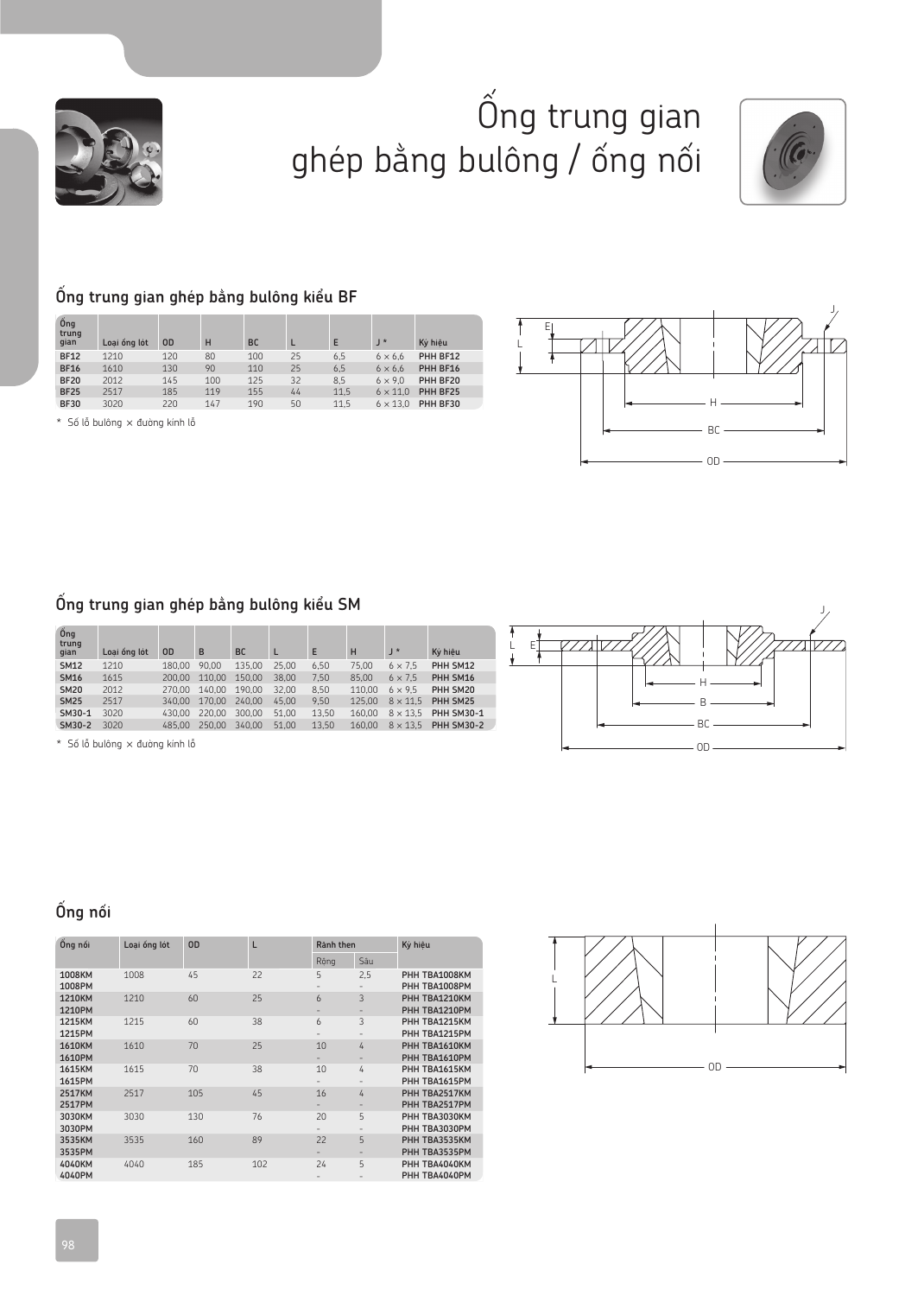# Ống trung gian ghép bằng bulông / ống nối

## Ống trung gian ghép bằng bulông kiểu BF

| Ống trung gian | Loại ống lót | OD | H | BC | L | E | J * | Ký hiệu |
|---|---|---|---|---|---|---|---|---|
| BF12 | 1210 | 120 | 80 | 100 | 25 | 6,5 | 6 × 6,6 | PHH BF12 |
| BF16 | 1610 | 130 | 90 | 110 | 25 | 6,5 | 6 × 6,6 | PHH BF16 |
| BF20 | 2012 | 145 | 100 | 125 | 32 | 8,5 | 6 × 9,0 | PHH BF20 |
| BF25 | 2517 | 185 | 119 | 155 | 44 | 11,5 | 6 × 11,0 | PHH BF25 |
| BF30 | 3020 | 220 | 147 | 190 | 50 | 11,5 | 6 × 13,0 | PHH BF30 |

\* Số lỗ bulông × đường kính lỗ

J
E
L
H
BC
OD

## Ống trung gian ghép bằng bulông kiểu SM

| Ống trung gian | Loại ống lót | OD | B | BC | L | E | H | J * | Ký hiệu |
|---|---|---|---|---|---|---|---|---|---|
| SM12 | 1210 | 180,00 | 90,00 | 135,00 | 25,00 | 6,50 | 75,00 | 6 × 7,5 | PHH SM12 |
| SM16 | 1615 | 200,00 | 110,00 | 150,00 | 38,00 | 7,50 | 85,00 | 6 × 7,5 | PHH SM16 |
| SM20 | 2012 | 270,00 | 140,00 | 190,00 | 32,00 | 8,50 | 110,00 | 6 × 9,5 | PHH SM20 |
| SM25 | 2517 | 340,00 | 170,00 | 240,00 | 45,00 | 9,50 | 125,00 | 8 × 11,5 | PHH SM25 |
| SM30-1 | 3020 | 430,00 | 220,00 | 300,00 | 51,00 | 13,50 | 160,00 | 8 × 13,5 | PHH SM30-1 |
| SM30-2 | 3020 | 485,00 | 250,00 | 340,00 | 51,00 | 13,50 | 160,00 | 8 × 13,5 | PHH SM30-2 |

\* Số lỗ bulông × đường kính lỗ

J
L
E
H
B
BC
OD

## Ống nối

| Ống nối | Loại ống lót | OD | L | Rãnh then | | Ký hiệu |
|---|---|---|---|---|---|---|
| | | | | Rộng | Sâu | |
| 1008KM | 1008 | 45 | 22 | 5 | 2,5 | PHH TBA1008KM |
| 1008PM | | | | - | - | PHH TBA1008PM |
| 1210KM | 1210 | 60 | 25 | 6 | 3 | PHH TBA1210KM |
| 1210PM | | | | - | - | PHH TBA1210PM |
| 1215KM | 1215 | 60 | 38 | 6 | 3 | PHH TBA1215KM |
| 1215PM | | | | - | - | PHH TBA1215PM |
| 1610KM | 1610 | 70 | 25 | 10 | 4 | PHH TBA1610KM |
| 1610PM | | | | - | - | PHH TBA1610PM |
| 1615KM | 1615 | 70 | 38 | 10 | 4 | PHH TBA1615KM |
| 1615PM | | | | - | - | PHH TBA1615PM |
| 2517KM | 2517 | 105 | 45 | 16 | 4 | PHH TBA2517KM |
| 2517PM | | | | - | - | PHH TBA2517PM |
| 3030KM | 3030 | 130 | 76 | 20 | 5 | PHH TBA3030KM |
| 3030PM | | | | - | - | PHH TBA3030PM |
| 3535KM | 3535 | 160 | 89 | 22 | 5 | PHH TBA3535KM |
| 3535PM | | | | - | - | PHH TBA3535PM |
| 4040KM | 4040 | 185 | 102 | 24 | 5 | PHH TBA4040KM |
| 4040PM | | | | - | - | PHH TBA4040PM |

L
OD